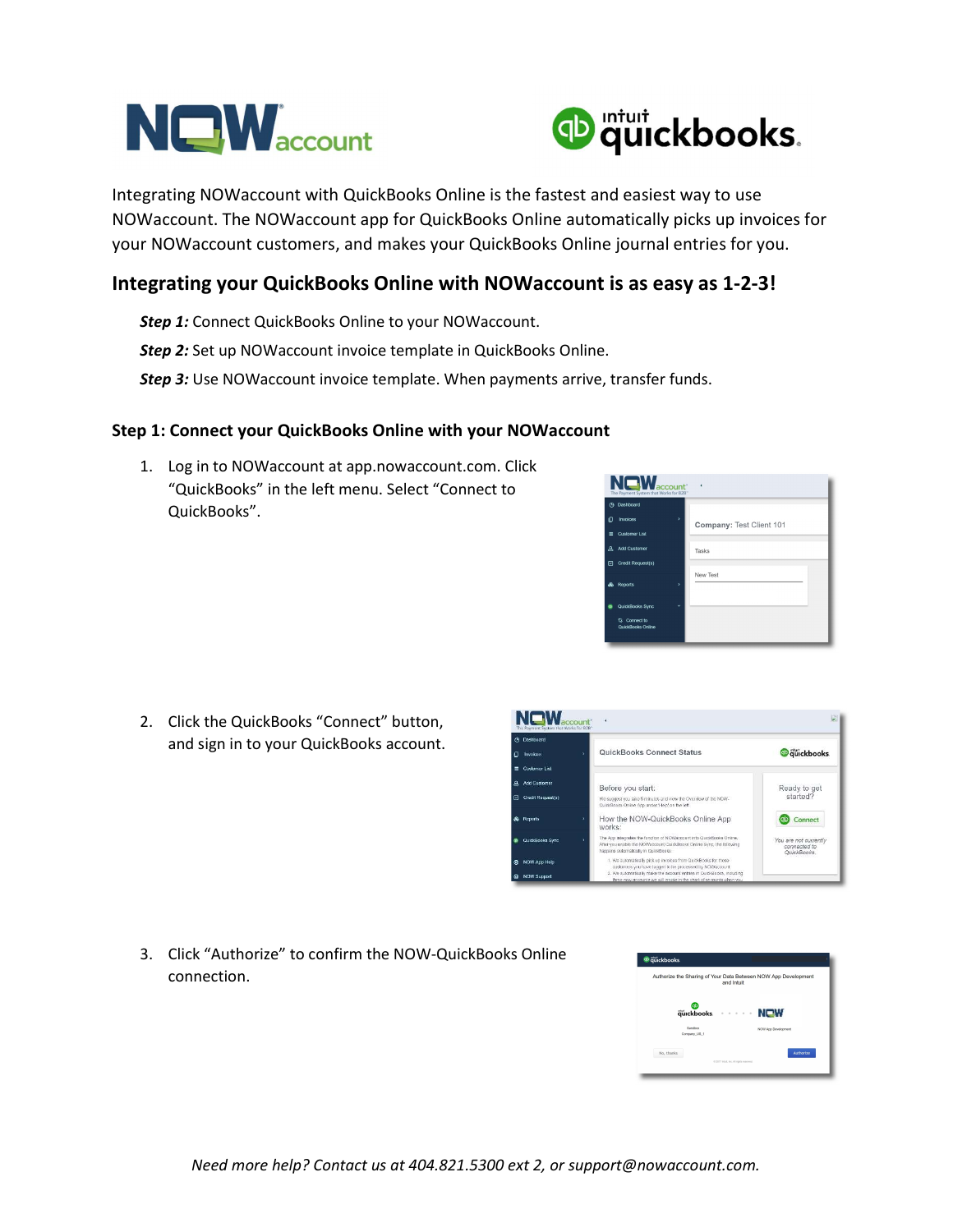Integrating NOWaccount with QuickBooks Online is the fastest and easiest way to use NOWaccount. The NOWaccount app for QuickBooks Online automatically picks up invoices for your NOWaccount customers, and makes your QuickBooks Online journal entries for you.

## Integrating your QuickBooks Online with NOWaccount is as easy as 1-2-3!

***Step 1:*** Connect QuickBooks Online to your NOWaccount.

***Step 2:*** Set up NOWaccount invoice template in QuickBooks Online.

***Step 3:*** Use NOWaccount invoice template. When payments arrive, transfer funds.

### Step 1: Connect your QuickBooks Online with your NOWaccount

1. Log in to NOWaccount at app.nowaccount.com. Click "QuickBooks" in the left menu. Select "Connect to QuickBooks".

2. Click the QuickBooks "Connect" button, and sign in to your QuickBooks account.

3. Click "Authorize" to confirm the NOW-QuickBooks Online connection.

*Need more help? Contact us at 404.821.5300 ext 2, or support@nowaccount.com.*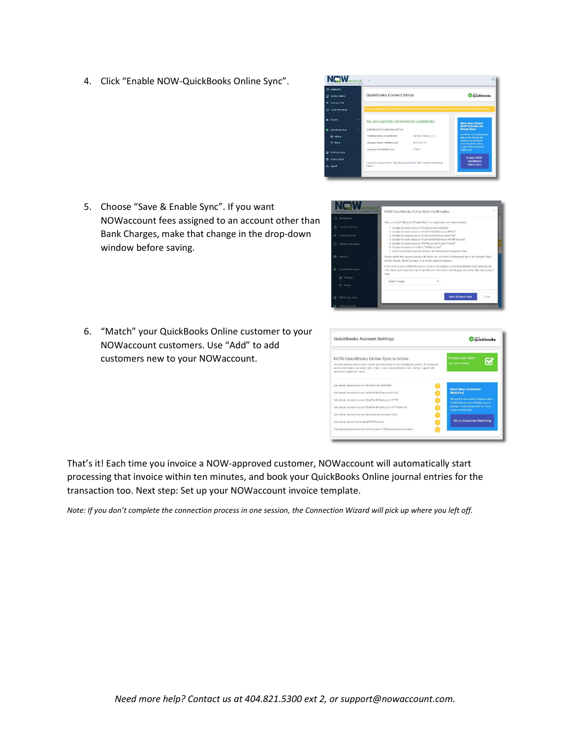4. Click “Enable NOW-QuickBooks Online Sync”.

5. Choose “Save & Enable Sync”. If you want NOWaccount fees assigned to an account other than Bank Charges, make that change in the drop-down window before saving.

6. “Match” your QuickBooks Online customer to your NOWaccount customers. Use “Add” to add customers new to your NOWaccount.

That’s it! Each time you invoice a NOW-approved customer, NOWaccount will automatically start processing that invoice within ten minutes, and book your QuickBooks Online journal entries for the transaction too. Next step: Set up your NOWaccount invoice template.

*Note: If you don’t complete the connection process in one session, the Connection Wizard will pick up where you left off.*

*Need more help? Contact us at 404.821.5300 ext 2, or support@nowaccount.com.*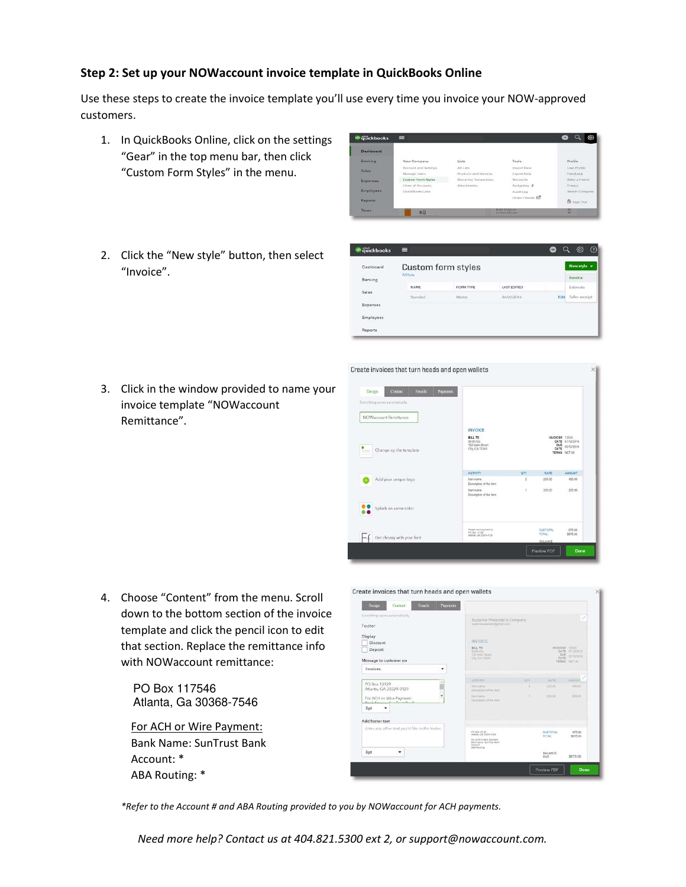## Step 2: Set up your NOWaccount invoice template in QuickBooks Online

Use these steps to create the invoice template you'll use every time you invoice your NOW-approved customers.

1. In QuickBooks Online, click on the settings "Gear" in the top menu bar, then click "Custom Form Styles" in the menu.

2. Click the "New style" button, then select "Invoice".

3. Click in the window provided to name your invoice template "NOWaccount Remittance".

4. Choose "Content" from the menu. Scroll down to the bottom section of the invoice template and click the pencil icon to edit that section. Replace the remittance info with NOWaccount remittance:

   PO Box 117546
   Atlanta, Ga 30368-7546

   <u>For ACH or Wire Payment:</u>
   Bank Name: SunTrust Bank
   Account: *
   ABA Routing: *

*\*Refer to the Account # and ABA Routing provided to you by NOWaccount for ACH payments.*

*Need more help? Contact us at 404.821.5300 ext 2, or support@nowaccount.com.*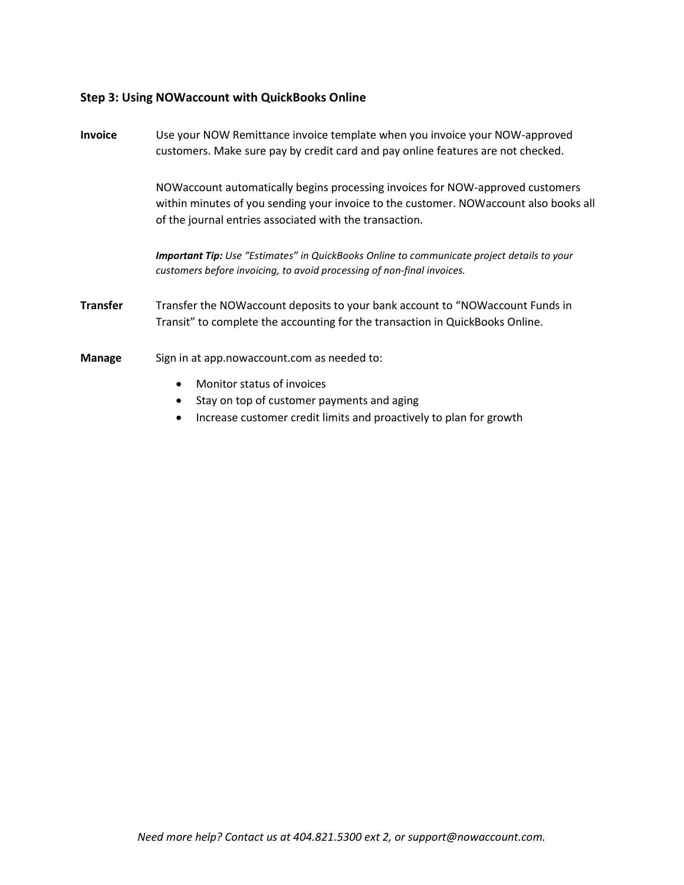### Step 3: Using NOWaccount with QuickBooks Online

**Invoice**

Use your NOW Remittance invoice template when you invoice your NOW-approved customers. Make sure pay by credit card and pay online features are not checked.

NOWaccount automatically begins processing invoices for NOW-approved customers within minutes of you sending your invoice to the customer. NOWaccount also books all of the journal entries associated with the transaction.

***Important Tip:*** *Use "Estimates" in QuickBooks Online to communicate project details to your customers before invoicing, to avoid processing of non-final invoices.*

**Transfer**

Transfer the NOWaccount deposits to your bank account to "NOWaccount Funds in Transit" to complete the accounting for the transaction in QuickBooks Online.

**Manage**

Sign in at app.nowaccount.com as needed to:

- Monitor status of invoices
- Stay on top of customer payments and aging
- Increase customer credit limits and proactively to plan for growth

*Need more help? Contact us at 404.821.5300 ext 2, or support@nowaccount.com.*